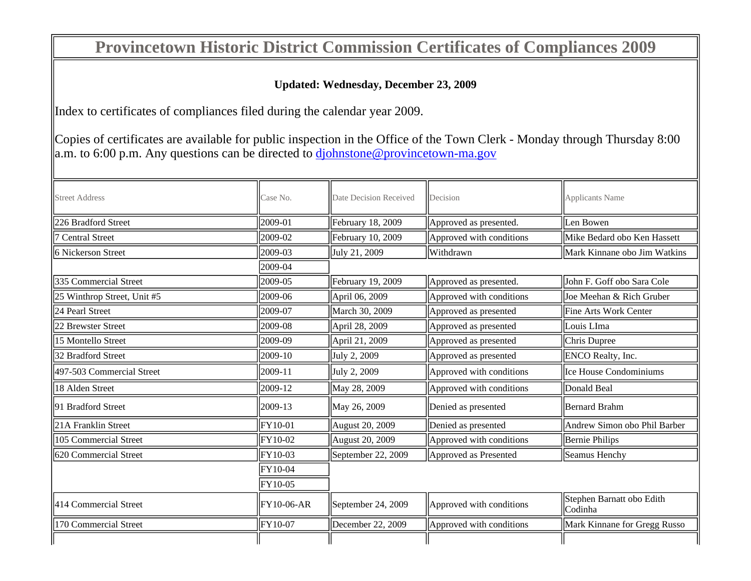# Provincetown Historic District Commission Certificates of Compliances 2009

**Updated: Wednesday, December 23, 2009**

Index to certificates of compliances filed during the calendar year 2009.

Copies of certificates are available for public inspection in the Office of the Town Clerk - Monday through Thursday 8:00 a.m. to 6:00 p.m. Any questions can be directed to djohnstone@provincetown-ma.gov

| Street Address | Case No. | Date Decision Received | Decision | Applicants Name |
|---|---|---|---|---|
| 226 Bradford Street | 2009-01 | February 18, 2009 | Approved as presented. | Len Bowen |
| 7 Central Street | 2009-02 | February 10, 2009 | Approved with conditions | Mike Bedard obo Ken Hassett |
| 6 Nickerson Street | 2009-03 | July 21, 2009 | Withdrawn | Mark Kinnane obo Jim Watkins |
| | 2009-04 | | | |
| 335 Commercial Street | 2009-05 | February 19, 2009 | Approved as presented. | John F. Goff obo Sara Cole |
| 25 Winthrop Street, Unit #5 | 2009-06 | April 06, 2009 | Approved with conditions | Joe Meehan & Rich Gruber |
| 24 Pearl Street | 2009-07 | March 30, 2009 | Approved as presented | Fine Arts Work Center |
| 22 Brewster Street | 2009-08 | April 28, 2009 | Approved as presented | Louis LIma |
| 15 Montello Street | 2009-09 | April 21, 2009 | Approved as presented | Chris Dupree |
| 32 Bradford Street | 2009-10 | July 2, 2009 | Approved as presented | ENCO Realty, Inc. |
| 497-503 Commercial Street | 2009-11 | July 2, 2009 | Approved with conditions | Ice House Condominiums |
| 18 Alden Street | 2009-12 | May 28, 2009 | Approved with conditions | Donald Beal |
| 91 Bradford Street | 2009-13 | May 26, 2009 | Denied as presented | Bernard Brahm |
| 21A Franklin Street | FY10-01 | August 20, 2009 | Denied as presented | Andrew Simon obo Phil Barber |
| 105 Commercial Street | FY10-02 | August 20, 2009 | Approved with conditions | Bernie Philips |
| 620 Commercial Street | FY10-03 | September 22, 2009 | Approved as Presented | Seamus Henchy |
| | FY10-04 | | | |
| | FY10-05 | | | |
| 414 Commercial Street | FY10-06-AR | September 24, 2009 | Approved with conditions | Stephen Barnatt obo Edith Codinha |
| 170 Commercial Street | FY10-07 | December 22, 2009 | Approved with conditions | Mark Kinnane for Gregg Russo |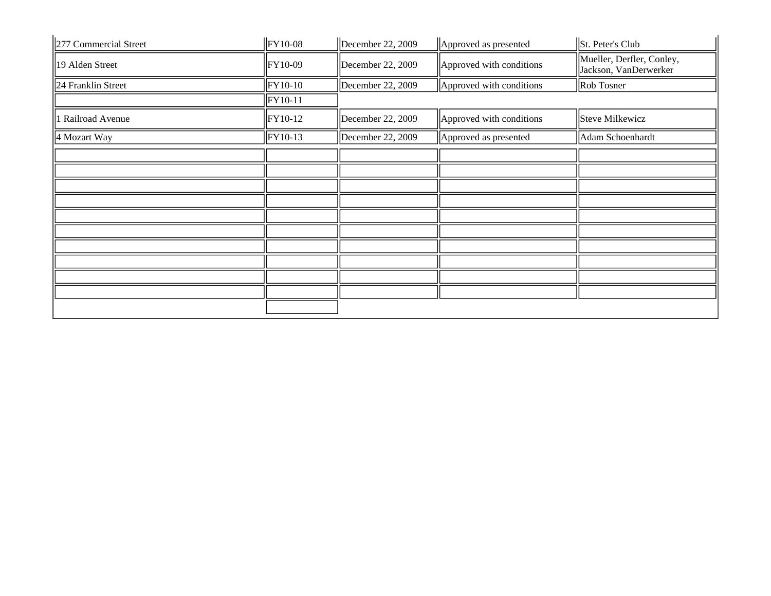| | | | | |
|---|---|---|---|---|
| 277 Commercial Street | FY10-08 | December 22, 2009 | Approved as presented | St. Peter's Club |
| 19 Alden Street | FY10-09 | December 22, 2009 | Approved with conditions | Mueller, Derfler, Conley, Jackson, VanDerwerker |
| 24 Franklin Street | FY10-10 | December 22, 2009 | Approved with conditions | Rob Tosner |
| | FY10-11 | | | |
| 1 Railroad Avenue | FY10-12 | December 22, 2009 | Approved with conditions | Steve Milkewicz |
| 4 Mozart Way | FY10-13 | December 22, 2009 | Approved as presented | Adam Schoenhardt |
| | | | | |
| | | | | |
| | | | | |
| | | | | |
| | | | | |
| | | | | |
| | | | | |
| | | | | |
| | | | | |
| | | | | |
| | | | | |